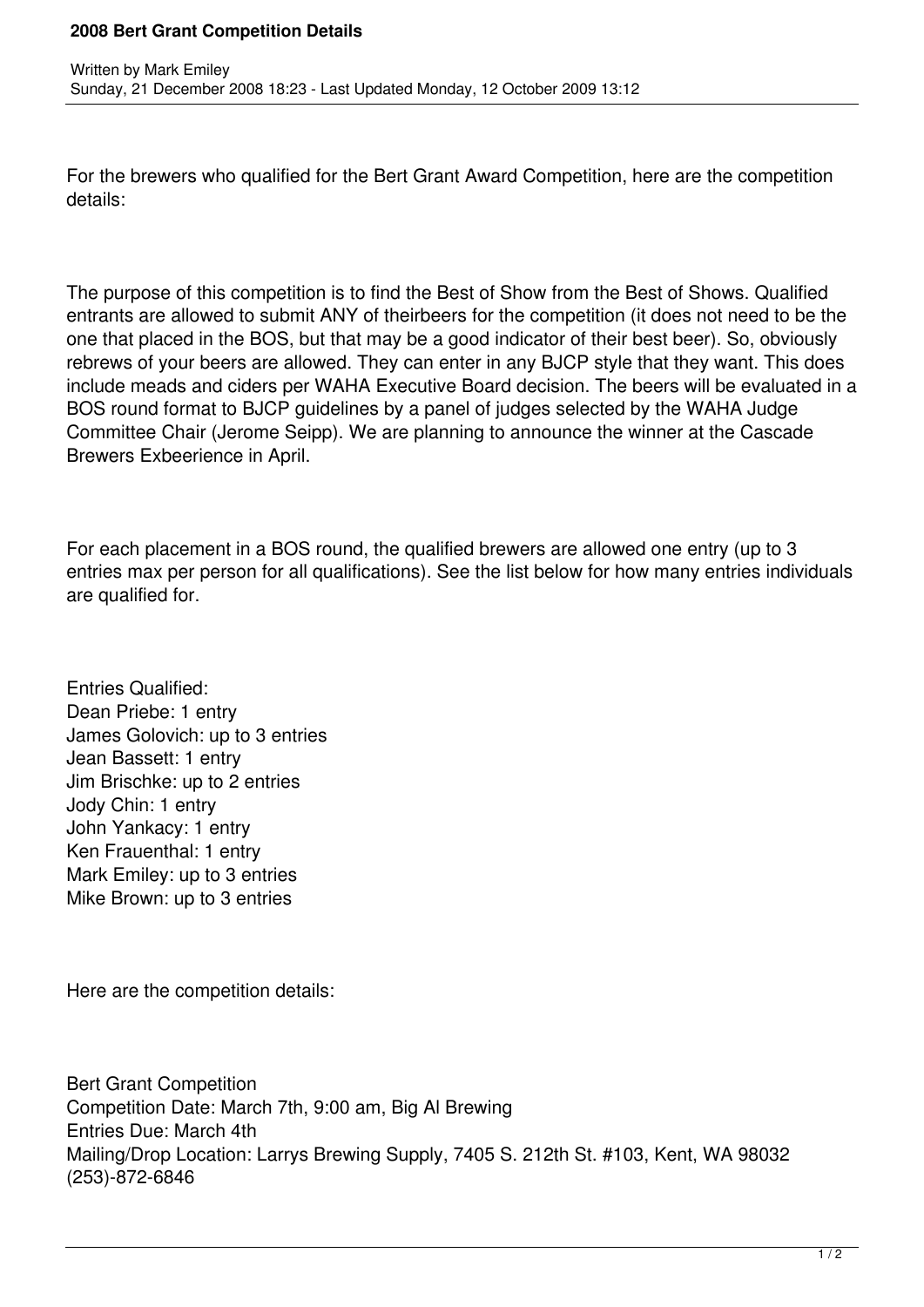# 2008 Bert Grant Competition Details

Written by Mark Emiley
Sunday, 21 December 2008 18:23 - Last Updated Monday, 12 October 2009 13:12

For the brewers who qualified for the Bert Grant Award Competition, here are the competition details:

The purpose of this competition is to find the Best of Show from the Best of Shows. Qualified entrants are allowed to submit ANY of theirbeers for the competition (it does not need to be the one that placed in the BOS, but that may be a good indicator of their best beer). So, obviously rebrews of your beers are allowed. They can enter in any BJCP style that they want. This does include meads and ciders per WAHA Executive Board decision. The beers will be evaluated in a BOS round format to BJCP guidelines by a panel of judges selected by the WAHA Judge Committee Chair (Jerome Seipp). We are planning to announce the winner at the Cascade Brewers Exbeerience in April.

For each placement in a BOS round, the qualified brewers are allowed one entry (up to 3 entries max per person for all qualifications). See the list below for how many entries individuals are qualified for.

Entries Qualified:
Dean Priebe: 1 entry
James Golovich: up to 3 entries
Jean Bassett: 1 entry
Jim Brischke: up to 2 entries
Jody Chin: 1 entry
John Yankacy: 1 entry
Ken Frauenthal: 1 entry
Mark Emiley: up to 3 entries
Mike Brown: up to 3 entries

Here are the competition details:

Bert Grant Competition
Competition Date: March 7th, 9:00 am, Big Al Brewing
Entries Due: March 4th
Mailing/Drop Location: Larrys Brewing Supply, 7405 S. 212th St. #103, Kent, WA 98032
(253)-872-6846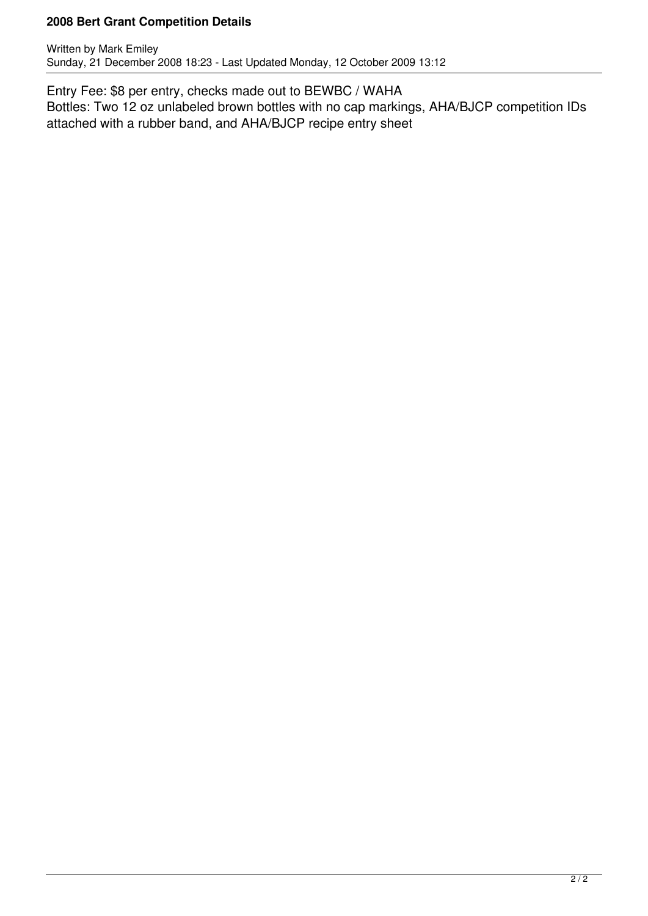Entry Fee: $8 per entry, checks made out to BEWBC / WAHA

Bottles: Two 12 oz unlabeled brown bottles with no cap markings, AHA/BJCP competition IDs attached with a rubber band, and AHA/BJCP recipe entry sheet